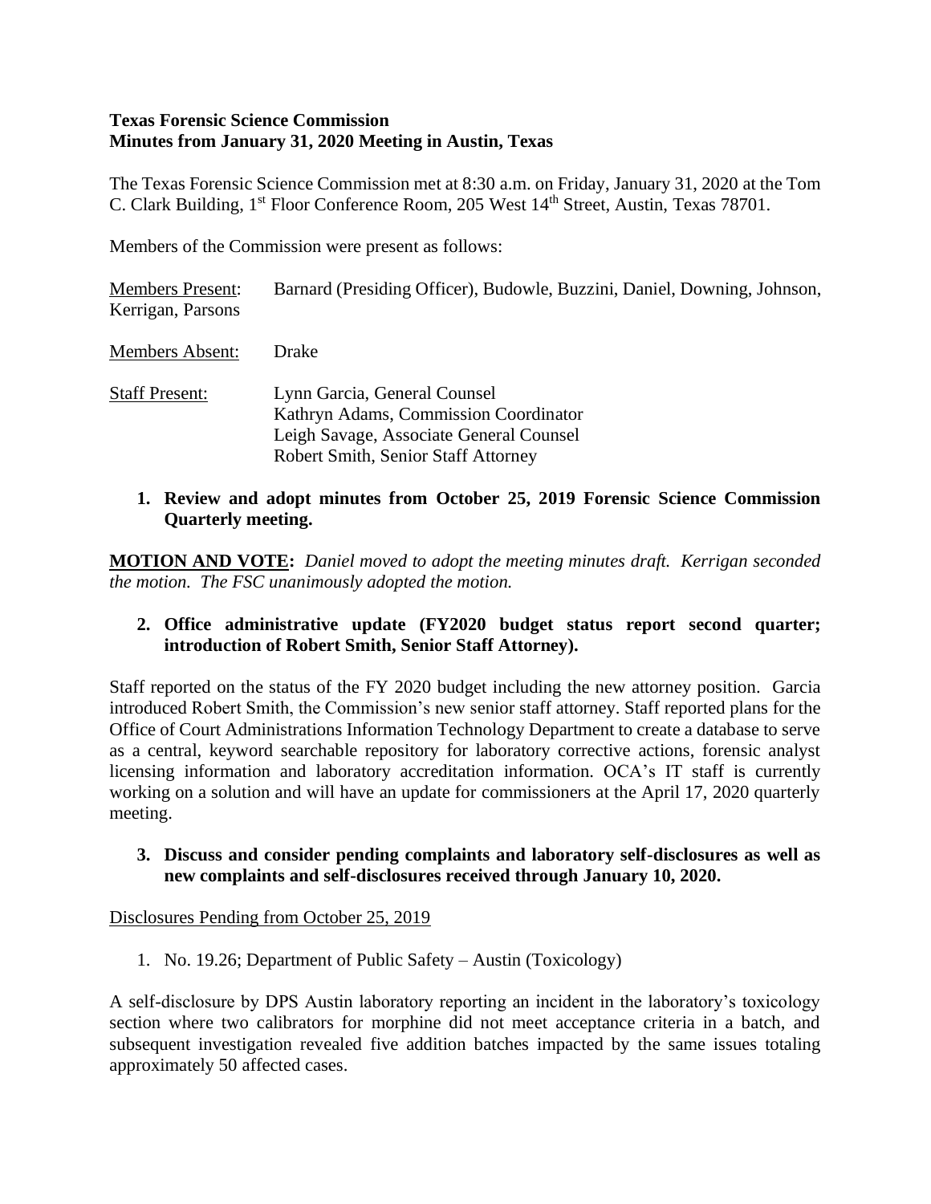**Texas Forensic Science Commission**
**Minutes from January 31, 2020 Meeting in Austin, Texas**

The Texas Forensic Science Commission met at 8:30 a.m. on Friday, January 31, 2020 at the Tom C. Clark Building, 1st Floor Conference Room, 205 West 14th Street, Austin, Texas 78701.

Members of the Commission were present as follows:

| | |
|---|---|
| Members Present: | Barnard (Presiding Officer), Budowle, Buzzini, Daniel, Downing, Johnson, Kerrigan, Parsons |
| Members Absent: | Drake |
| Staff Present: | Lynn Garcia, General Counsel<br>Kathryn Adams, Commission Coordinator<br>Leigh Savage, Associate General Counsel<br>Robert Smith, Senior Staff Attorney |

1. **Review and adopt minutes from October 25, 2019 Forensic Science Commission Quarterly meeting.**

**MOTION AND VOTE:** *Daniel moved to adopt the meeting minutes draft. Kerrigan seconded the motion. The FSC unanimously adopted the motion.*

2. **Office administrative update (FY2020 budget status report second quarter; introduction of Robert Smith, Senior Staff Attorney).**

Staff reported on the status of the FY 2020 budget including the new attorney position. Garcia introduced Robert Smith, the Commission's new senior staff attorney. Staff reported plans for the Office of Court Administrations Information Technology Department to create a database to serve as a central, keyword searchable repository for laboratory corrective actions, forensic analyst licensing information and laboratory accreditation information. OCA's IT staff is currently working on a solution and will have an update for commissioners at the April 17, 2020 quarterly meeting.

3. **Discuss and consider pending complaints and laboratory self-disclosures as well as new complaints and self-disclosures received through January 10, 2020.**

Disclosures Pending from October 25, 2019

1. No. 19.26; Department of Public Safety – Austin (Toxicology)

A self-disclosure by DPS Austin laboratory reporting an incident in the laboratory's toxicology section where two calibrators for morphine did not meet acceptance criteria in a batch, and subsequent investigation revealed five addition batches impacted by the same issues totaling approximately 50 affected cases.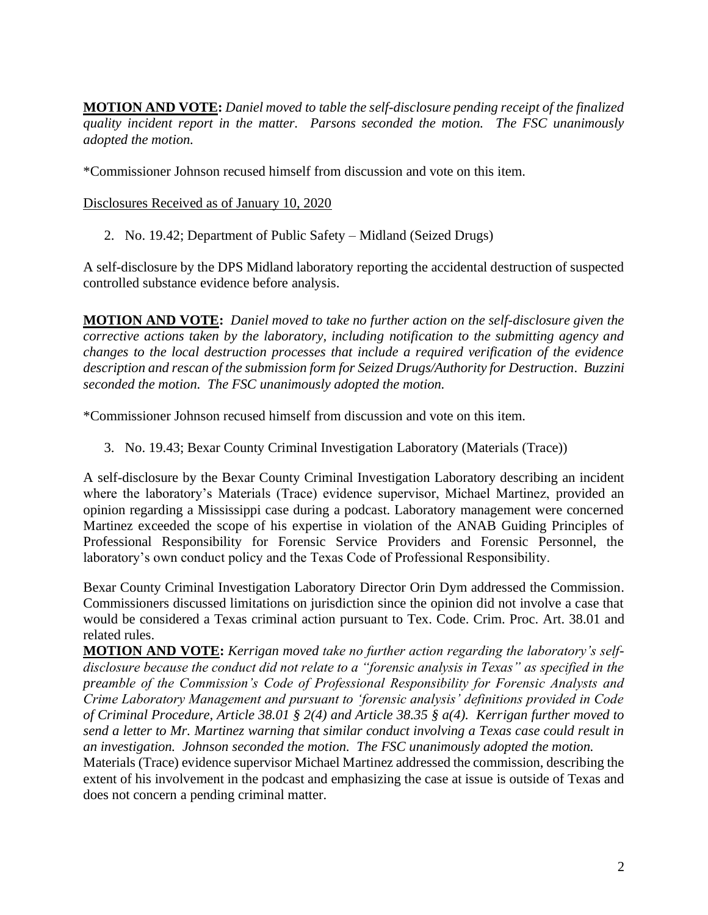**MOTION AND VOTE:** *Daniel moved to table the self-disclosure pending receipt of the finalized quality incident report in the matter. Parsons seconded the motion. The FSC unanimously adopted the motion.*

*Commissioner Johnson recused himself from discussion and vote on this item.

Disclosures Received as of January 10, 2020

2. No. 19.42; Department of Public Safety – Midland (Seized Drugs)

A self-disclosure by the DPS Midland laboratory reporting the accidental destruction of suspected controlled substance evidence before analysis.

**MOTION AND VOTE:** *Daniel moved to take no further action on the self-disclosure given the corrective actions taken by the laboratory, including notification to the submitting agency and changes to the local destruction processes that include a required verification of the evidence description and rescan of the submission form for Seized Drugs/Authority for Destruction. Buzzini seconded the motion. The FSC unanimously adopted the motion.*

*Commissioner Johnson recused himself from discussion and vote on this item.

3. No. 19.43; Bexar County Criminal Investigation Laboratory (Materials (Trace))

A self-disclosure by the Bexar County Criminal Investigation Laboratory describing an incident where the laboratory's Materials (Trace) evidence supervisor, Michael Martinez, provided an opinion regarding a Mississippi case during a podcast. Laboratory management were concerned Martinez exceeded the scope of his expertise in violation of the ANAB Guiding Principles of Professional Responsibility for Forensic Service Providers and Forensic Personnel, the laboratory's own conduct policy and the Texas Code of Professional Responsibility.

Bexar County Criminal Investigation Laboratory Director Orin Dym addressed the Commission. Commissioners discussed limitations on jurisdiction since the opinion did not involve a case that would be considered a Texas criminal action pursuant to Tex. Code. Crim. Proc. Art. 38.01 and related rules.

**MOTION AND VOTE:** *Kerrigan moved take no further action regarding the laboratory's self-disclosure because the conduct did not relate to a "forensic analysis in Texas" as specified in the preamble of the Commission's Code of Professional Responsibility for Forensic Analysts and Crime Laboratory Management and pursuant to 'forensic analysis' definitions provided in Code of Criminal Procedure, Article 38.01 § 2(4) and Article 38.35 § a(4). Kerrigan further moved to send a letter to Mr. Martinez warning that similar conduct involving a Texas case could result in an investigation. Johnson seconded the motion. The FSC unanimously adopted the motion.*

Materials (Trace) evidence supervisor Michael Martinez addressed the commission, describing the extent of his involvement in the podcast and emphasizing the case at issue is outside of Texas and does not concern a pending criminal matter.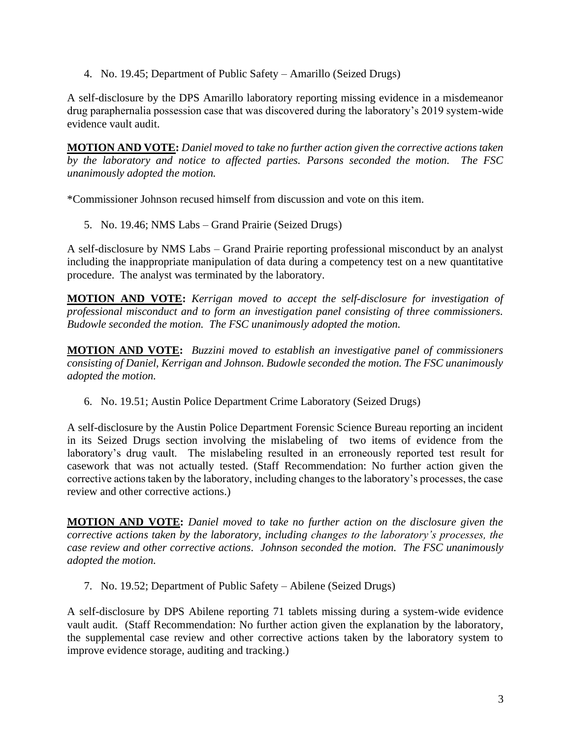4. No. 19.45; Department of Public Safety – Amarillo (Seized Drugs)

A self-disclosure by the DPS Amarillo laboratory reporting missing evidence in a misdemeanor drug paraphernalia possession case that was discovered during the laboratory's 2019 system-wide evidence vault audit.

**MOTION AND VOTE:** *Daniel moved to take no further action given the corrective actions taken by the laboratory and notice to affected parties. Parsons seconded the motion. The FSC unanimously adopted the motion.*

*Commissioner Johnson recused himself from discussion and vote on this item.

5. No. 19.46; NMS Labs – Grand Prairie (Seized Drugs)

A self-disclosure by NMS Labs – Grand Prairie reporting professional misconduct by an analyst including the inappropriate manipulation of data during a competency test on a new quantitative procedure. The analyst was terminated by the laboratory.

**MOTION AND VOTE:** *Kerrigan moved to accept the self-disclosure for investigation of professional misconduct and to form an investigation panel consisting of three commissioners. Budowle seconded the motion. The FSC unanimously adopted the motion.*

**MOTION AND VOTE:** *Buzzini moved to establish an investigative panel of commissioners consisting of Daniel, Kerrigan and Johnson. Budowle seconded the motion. The FSC unanimously adopted the motion.*

6. No. 19.51; Austin Police Department Crime Laboratory (Seized Drugs)

A self-disclosure by the Austin Police Department Forensic Science Bureau reporting an incident in its Seized Drugs section involving the mislabeling of two items of evidence from the laboratory's drug vault. The mislabeling resulted in an erroneously reported test result for casework that was not actually tested. (Staff Recommendation: No further action given the corrective actions taken by the laboratory, including changes to the laboratory's processes, the case review and other corrective actions.)

**MOTION AND VOTE:** *Daniel moved to take no further action on the disclosure given the corrective actions taken by the laboratory, including changes to the laboratory's processes, the case review and other corrective actions. Johnson seconded the motion. The FSC unanimously adopted the motion.*

7. No. 19.52; Department of Public Safety – Abilene (Seized Drugs)

A self-disclosure by DPS Abilene reporting 71 tablets missing during a system-wide evidence vault audit. (Staff Recommendation: No further action given the explanation by the laboratory, the supplemental case review and other corrective actions taken by the laboratory system to improve evidence storage, auditing and tracking.)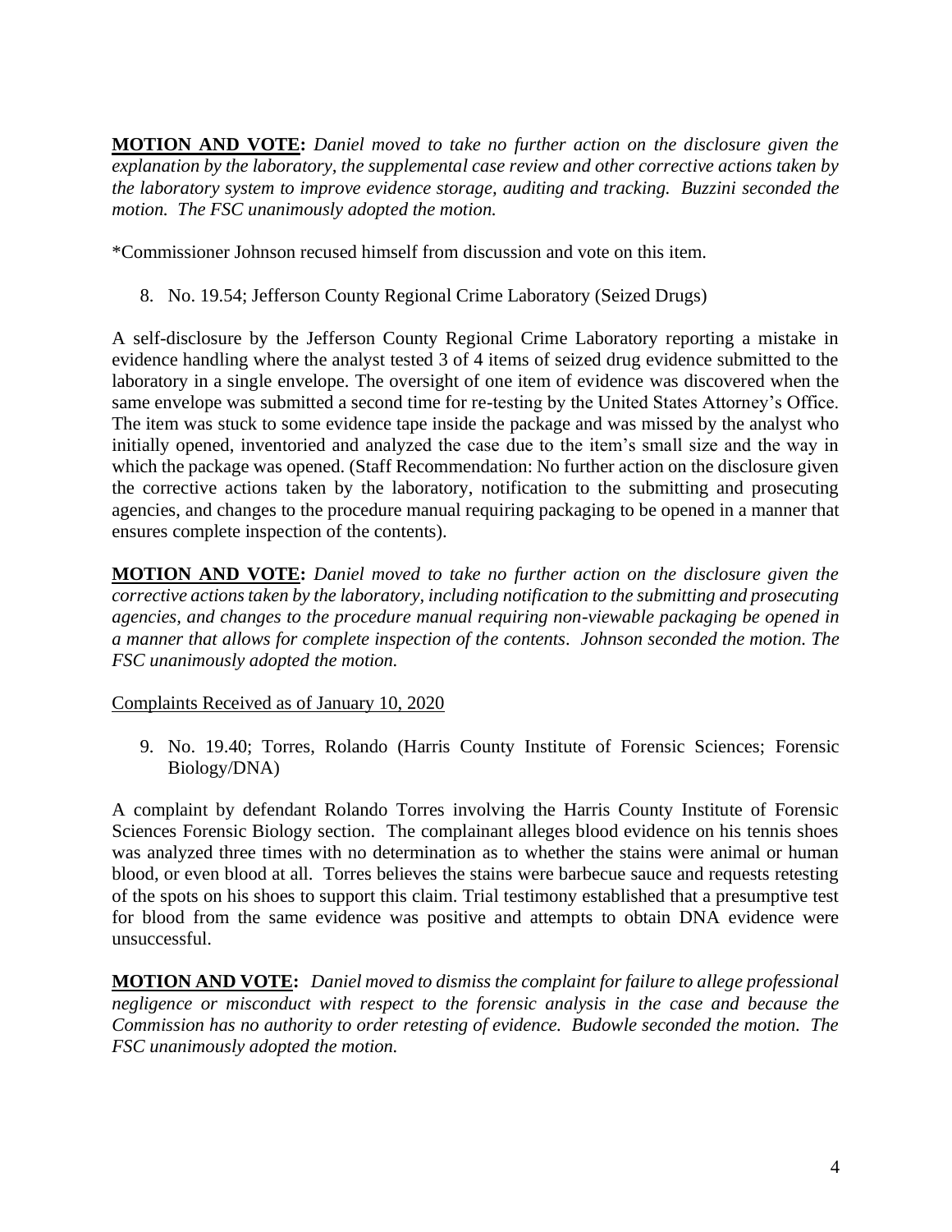**MOTION AND VOTE:** *Daniel moved to take no further action on the disclosure given the explanation by the laboratory, the supplemental case review and other corrective actions taken by the laboratory system to improve evidence storage, auditing and tracking. Buzzini seconded the motion. The FSC unanimously adopted the motion.*

*Commissioner Johnson recused himself from discussion and vote on this item.

8. No. 19.54; Jefferson County Regional Crime Laboratory (Seized Drugs)

A self-disclosure by the Jefferson County Regional Crime Laboratory reporting a mistake in evidence handling where the analyst tested 3 of 4 items of seized drug evidence submitted to the laboratory in a single envelope. The oversight of one item of evidence was discovered when the same envelope was submitted a second time for re-testing by the United States Attorney's Office. The item was stuck to some evidence tape inside the package and was missed by the analyst who initially opened, inventoried and analyzed the case due to the item's small size and the way in which the package was opened. (Staff Recommendation: No further action on the disclosure given the corrective actions taken by the laboratory, notification to the submitting and prosecuting agencies, and changes to the procedure manual requiring packaging to be opened in a manner that ensures complete inspection of the contents).

**MOTION AND VOTE:** *Daniel moved to take no further action on the disclosure given the corrective actions taken by the laboratory, including notification to the submitting and prosecuting agencies, and changes to the procedure manual requiring non-viewable packaging be opened in a manner that allows for complete inspection of the contents. Johnson seconded the motion. The FSC unanimously adopted the motion.*

Complaints Received as of January 10, 2020

9. No. 19.40; Torres, Rolando (Harris County Institute of Forensic Sciences; Forensic Biology/DNA)

A complaint by defendant Rolando Torres involving the Harris County Institute of Forensic Sciences Forensic Biology section. The complainant alleges blood evidence on his tennis shoes was analyzed three times with no determination as to whether the stains were animal or human blood, or even blood at all. Torres believes the stains were barbecue sauce and requests retesting of the spots on his shoes to support this claim. Trial testimony established that a presumptive test for blood from the same evidence was positive and attempts to obtain DNA evidence were unsuccessful.

**MOTION AND VOTE:** *Daniel moved to dismiss the complaint for failure to allege professional negligence or misconduct with respect to the forensic analysis in the case and because the Commission has no authority to order retesting of evidence. Budowle seconded the motion. The FSC unanimously adopted the motion.*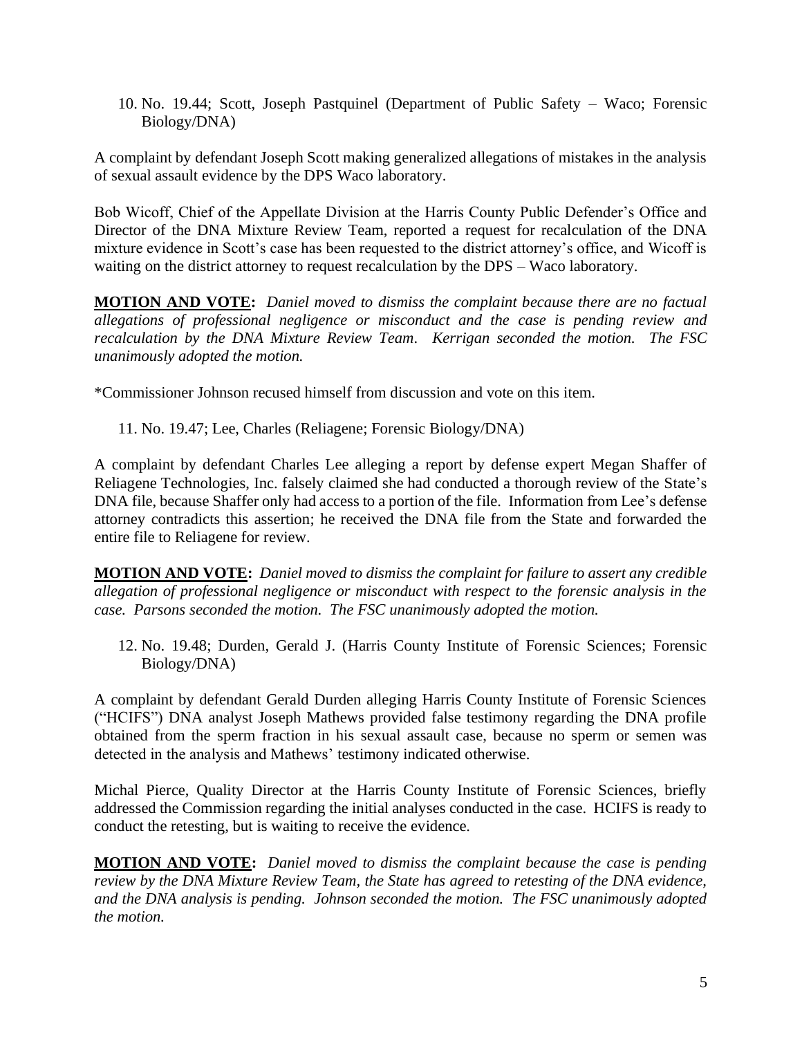10. No. 19.44; Scott, Joseph Pastquinel (Department of Public Safety – Waco; Forensic Biology/DNA)

A complaint by defendant Joseph Scott making generalized allegations of mistakes in the analysis of sexual assault evidence by the DPS Waco laboratory.

Bob Wicoff, Chief of the Appellate Division at the Harris County Public Defender's Office and Director of the DNA Mixture Review Team, reported a request for recalculation of the DNA mixture evidence in Scott's case has been requested to the district attorney's office, and Wicoff is waiting on the district attorney to request recalculation by the DPS – Waco laboratory.

**MOTION AND VOTE:** *Daniel moved to dismiss the complaint because there are no factual allegations of professional negligence or misconduct and the case is pending review and recalculation by the DNA Mixture Review Team. Kerrigan seconded the motion. The FSC unanimously adopted the motion.*

*Commissioner Johnson recused himself from discussion and vote on this item.

11. No. 19.47; Lee, Charles (Reliagene; Forensic Biology/DNA)

A complaint by defendant Charles Lee alleging a report by defense expert Megan Shaffer of Reliagene Technologies, Inc. falsely claimed she had conducted a thorough review of the State's DNA file, because Shaffer only had access to a portion of the file. Information from Lee's defense attorney contradicts this assertion; he received the DNA file from the State and forwarded the entire file to Reliagene for review.

**MOTION AND VOTE:** *Daniel moved to dismiss the complaint for failure to assert any credible allegation of professional negligence or misconduct with respect to the forensic analysis in the case. Parsons seconded the motion. The FSC unanimously adopted the motion.*

12. No. 19.48; Durden, Gerald J. (Harris County Institute of Forensic Sciences; Forensic Biology/DNA)

A complaint by defendant Gerald Durden alleging Harris County Institute of Forensic Sciences ("HCIFS") DNA analyst Joseph Mathews provided false testimony regarding the DNA profile obtained from the sperm fraction in his sexual assault case, because no sperm or semen was detected in the analysis and Mathews' testimony indicated otherwise.

Michal Pierce, Quality Director at the Harris County Institute of Forensic Sciences, briefly addressed the Commission regarding the initial analyses conducted in the case. HCIFS is ready to conduct the retesting, but is waiting to receive the evidence.

**MOTION AND VOTE:** *Daniel moved to dismiss the complaint because the case is pending review by the DNA Mixture Review Team, the State has agreed to retesting of the DNA evidence, and the DNA analysis is pending. Johnson seconded the motion. The FSC unanimously adopted the motion.*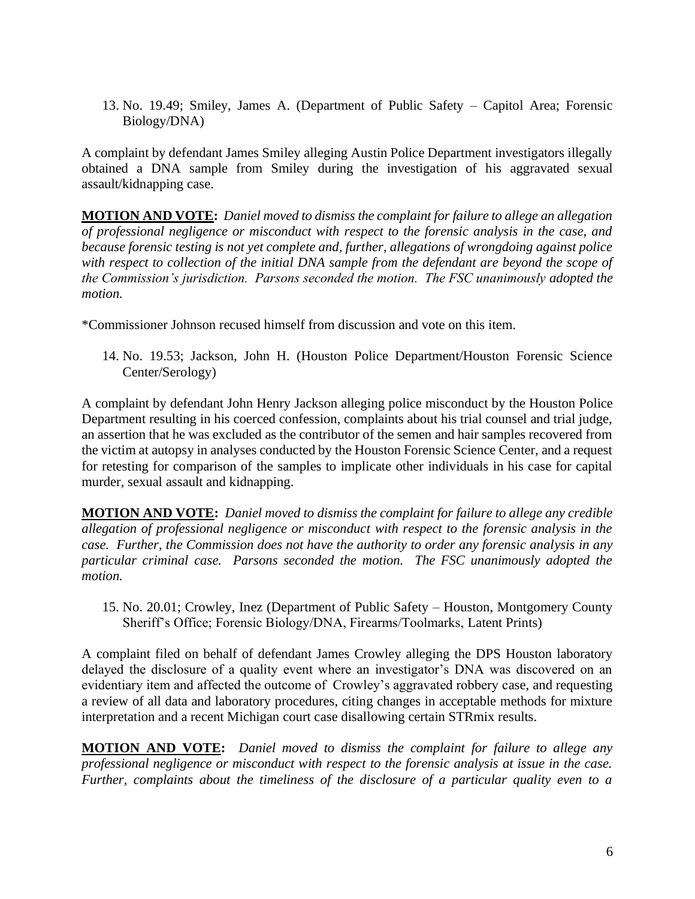13. No. 19.49; Smiley, James A. (Department of Public Safety – Capitol Area; Forensic Biology/DNA)

A complaint by defendant James Smiley alleging Austin Police Department investigators illegally obtained a DNA sample from Smiley during the investigation of his aggravated sexual assault/kidnapping case.

**MOTION AND VOTE:** *Daniel moved to dismiss the complaint for failure to allege an allegation of professional negligence or misconduct with respect to the forensic analysis in the case, and because forensic testing is not yet complete and, further, allegations of wrongdoing against police with respect to collection of the initial DNA sample from the defendant are beyond the scope of the Commission's jurisdiction. Parsons seconded the motion. The FSC unanimously adopted the motion.*

*Commissioner Johnson recused himself from discussion and vote on this item.

14. No. 19.53; Jackson, John H. (Houston Police Department/Houston Forensic Science Center/Serology)

A complaint by defendant John Henry Jackson alleging police misconduct by the Houston Police Department resulting in his coerced confession, complaints about his trial counsel and trial judge, an assertion that he was excluded as the contributor of the semen and hair samples recovered from the victim at autopsy in analyses conducted by the Houston Forensic Science Center, and a request for retesting for comparison of the samples to implicate other individuals in his case for capital murder, sexual assault and kidnapping.

**MOTION AND VOTE:** *Daniel moved to dismiss the complaint for failure to allege any credible allegation of professional negligence or misconduct with respect to the forensic analysis in the case. Further, the Commission does not have the authority to order any forensic analysis in any particular criminal case. Parsons seconded the motion. The FSC unanimously adopted the motion.*

15. No. 20.01; Crowley, Inez (Department of Public Safety – Houston, Montgomery County Sheriff's Office; Forensic Biology/DNA, Firearms/Toolmarks, Latent Prints)

A complaint filed on behalf of defendant James Crowley alleging the DPS Houston laboratory delayed the disclosure of a quality event where an investigator's DNA was discovered on an evidentiary item and affected the outcome of Crowley's aggravated robbery case, and requesting a review of all data and laboratory procedures, citing changes in acceptable methods for mixture interpretation and a recent Michigan court case disallowing certain STRmix results.

**MOTION AND VOTE:** *Daniel moved to dismiss the complaint for failure to allege any professional negligence or misconduct with respect to the forensic analysis at issue in the case. Further, complaints about the timeliness of the disclosure of a particular quality even to a*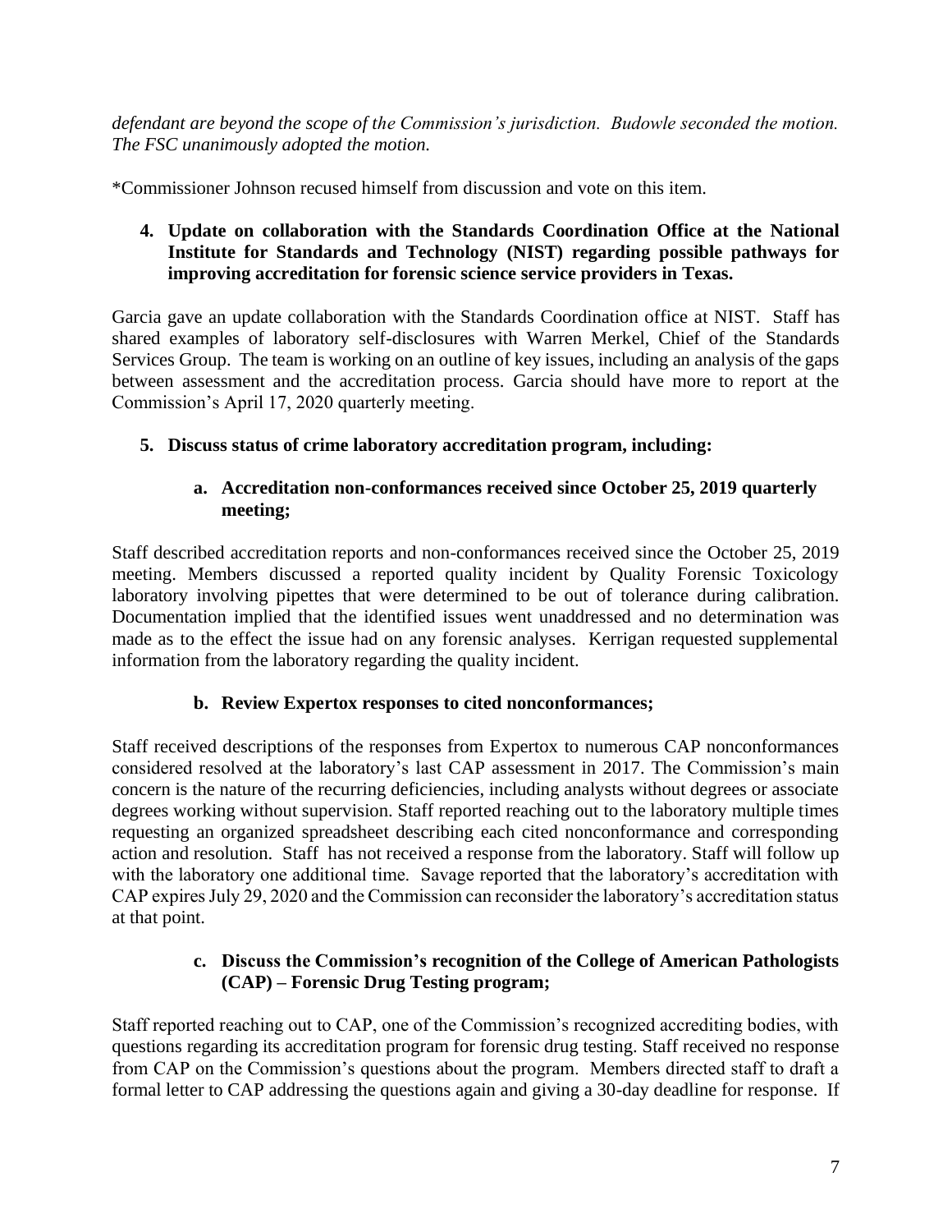*defendant are beyond the scope of the Commission's jurisdiction. Budowle seconded the motion. The FSC unanimously adopted the motion.*

*Commissioner Johnson recused himself from discussion and vote on this item.

**4. Update on collaboration with the Standards Coordination Office at the National Institute for Standards and Technology (NIST) regarding possible pathways for improving accreditation for forensic science service providers in Texas.**

Garcia gave an update collaboration with the Standards Coordination office at NIST. Staff has shared examples of laboratory self-disclosures with Warren Merkel, Chief of the Standards Services Group. The team is working on an outline of key issues, including an analysis of the gaps between assessment and the accreditation process. Garcia should have more to report at the Commission's April 17, 2020 quarterly meeting.

**5. Discuss status of crime laboratory accreditation program, including:**

**a. Accreditation non-conformances received since October 25, 2019 quarterly meeting;**

Staff described accreditation reports and non-conformances received since the October 25, 2019 meeting. Members discussed a reported quality incident by Quality Forensic Toxicology laboratory involving pipettes that were determined to be out of tolerance during calibration. Documentation implied that the identified issues went unaddressed and no determination was made as to the effect the issue had on any forensic analyses. Kerrigan requested supplemental information from the laboratory regarding the quality incident.

**b. Review Expertox responses to cited nonconformances;**

Staff received descriptions of the responses from Expertox to numerous CAP nonconformances considered resolved at the laboratory's last CAP assessment in 2017. The Commission's main concern is the nature of the recurring deficiencies, including analysts without degrees or associate degrees working without supervision. Staff reported reaching out to the laboratory multiple times requesting an organized spreadsheet describing each cited nonconformance and corresponding action and resolution. Staff has not received a response from the laboratory. Staff will follow up with the laboratory one additional time. Savage reported that the laboratory's accreditation with CAP expires July 29, 2020 and the Commission can reconsider the laboratory's accreditation status at that point.

**c. Discuss the Commission's recognition of the College of American Pathologists (CAP) – Forensic Drug Testing program;**

Staff reported reaching out to CAP, one of the Commission's recognized accrediting bodies, with questions regarding its accreditation program for forensic drug testing. Staff received no response from CAP on the Commission's questions about the program. Members directed staff to draft a formal letter to CAP addressing the questions again and giving a 30-day deadline for response. If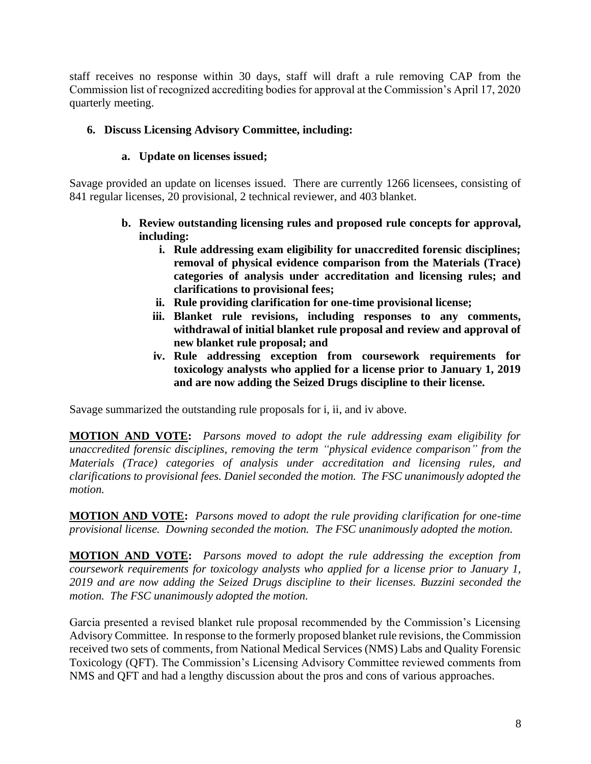staff receives no response within 30 days, staff will draft a rule removing CAP from the Commission list of recognized accrediting bodies for approval at the Commission's April 17, 2020 quarterly meeting.

**6. Discuss Licensing Advisory Committee, including:**

**a. Update on licenses issued;**

Savage provided an update on licenses issued. There are currently 1266 licensees, consisting of 841 regular licenses, 20 provisional, 2 technical reviewer, and 403 blanket.

**b. Review outstanding licensing rules and proposed rule concepts for approval, including:**

- **i. Rule addressing exam eligibility for unaccredited forensic disciplines; removal of physical evidence comparison from the Materials (Trace) categories of analysis under accreditation and licensing rules; and clarifications to provisional fees;**
- **ii. Rule providing clarification for one-time provisional license;**
- **iii. Blanket rule revisions, including responses to any comments, withdrawal of initial blanket rule proposal and review and approval of new blanket rule proposal; and**
- **iv. Rule addressing exception from coursework requirements for toxicology analysts who applied for a license prior to January 1, 2019 and are now adding the Seized Drugs discipline to their license.**

Savage summarized the outstanding rule proposals for i, ii, and iv above.

**MOTION AND VOTE:** *Parsons moved to adopt the rule addressing exam eligibility for unaccredited forensic disciplines, removing the term "physical evidence comparison" from the Materials (Trace) categories of analysis under accreditation and licensing rules, and clarifications to provisional fees. Daniel seconded the motion. The FSC unanimously adopted the motion.*

**MOTION AND VOTE:** *Parsons moved to adopt the rule providing clarification for one-time provisional license. Downing seconded the motion. The FSC unanimously adopted the motion.*

**MOTION AND VOTE:** *Parsons moved to adopt the rule addressing the exception from coursework requirements for toxicology analysts who applied for a license prior to January 1, 2019 and are now adding the Seized Drugs discipline to their licenses. Buzzini seconded the motion. The FSC unanimously adopted the motion.*

Garcia presented a revised blanket rule proposal recommended by the Commission's Licensing Advisory Committee. In response to the formerly proposed blanket rule revisions, the Commission received two sets of comments, from National Medical Services (NMS) Labs and Quality Forensic Toxicology (QFT). The Commission's Licensing Advisory Committee reviewed comments from NMS and QFT and had a lengthy discussion about the pros and cons of various approaches.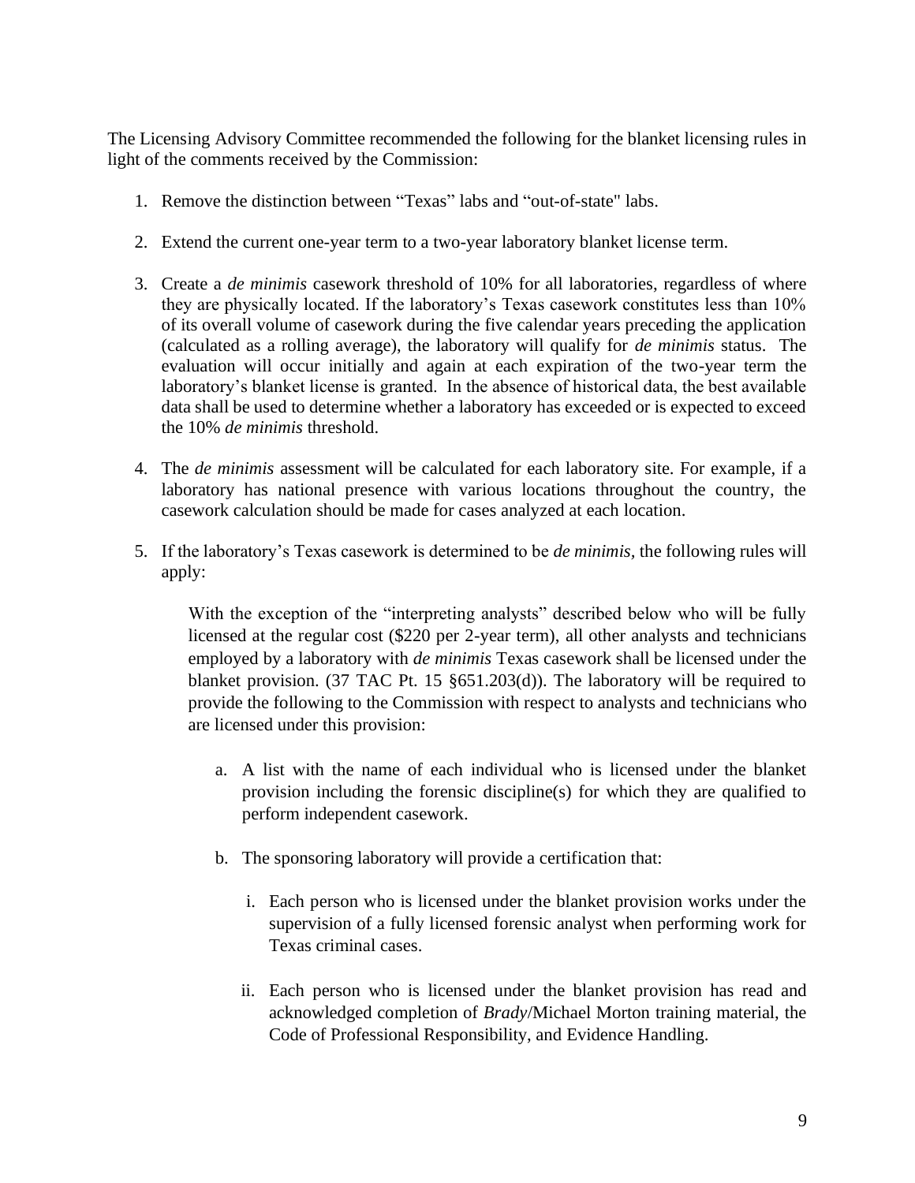The Licensing Advisory Committee recommended the following for the blanket licensing rules in light of the comments received by the Commission:

1. Remove the distinction between "Texas" labs and "out-of-state" labs.

2. Extend the current one-year term to a two-year laboratory blanket license term.

3. Create a *de minimis* casework threshold of 10% for all laboratories, regardless of where they are physically located. If the laboratory's Texas casework constitutes less than 10% of its overall volume of casework during the five calendar years preceding the application (calculated as a rolling average), the laboratory will qualify for *de minimis* status. The evaluation will occur initially and again at each expiration of the two-year term the laboratory's blanket license is granted. In the absence of historical data, the best available data shall be used to determine whether a laboratory has exceeded or is expected to exceed the 10% *de minimis* threshold.

4. The *de minimis* assessment will be calculated for each laboratory site. For example, if a laboratory has national presence with various locations throughout the country, the casework calculation should be made for cases analyzed at each location.

5. If the laboratory's Texas casework is determined to be *de minimis*, the following rules will apply:

   With the exception of the "interpreting analysts" described below who will be fully licensed at the regular cost ($220 per 2-year term), all other analysts and technicians employed by a laboratory with *de minimis* Texas casework shall be licensed under the blanket provision. (37 TAC Pt. 15 §651.203(d)). The laboratory will be required to provide the following to the Commission with respect to analysts and technicians who are licensed under this provision:

   a. A list with the name of each individual who is licensed under the blanket provision including the forensic discipline(s) for which they are qualified to perform independent casework.

   b. The sponsoring laboratory will provide a certification that:

      i. Each person who is licensed under the blanket provision works under the supervision of a fully licensed forensic analyst when performing work for Texas criminal cases.

      ii. Each person who is licensed under the blanket provision has read and acknowledged completion of *Brady*/Michael Morton training material, the Code of Professional Responsibility, and Evidence Handling.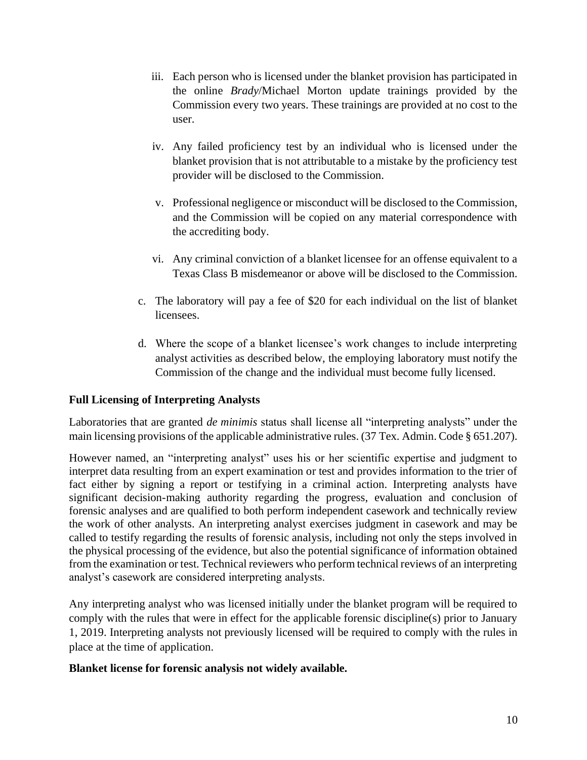iii. Each person who is licensed under the blanket provision has participated in the online *Brady*/Michael Morton update trainings provided by the Commission every two years. These trainings are provided at no cost to the user.

   iv. Any failed proficiency test by an individual who is licensed under the blanket provision that is not attributable to a mistake by the proficiency test provider will be disclosed to the Commission.

   v. Professional negligence or misconduct will be disclosed to the Commission, and the Commission will be copied on any material correspondence with the accrediting body.

   vi. Any criminal conviction of a blanket licensee for an offense equivalent to a Texas Class B misdemeanor or above will be disclosed to the Commission.

c. The laboratory will pay a fee of $20 for each individual on the list of blanket licensees.

d. Where the scope of a blanket licensee's work changes to include interpreting analyst activities as described below, the employing laboratory must notify the Commission of the change and the individual must become fully licensed.

**Full Licensing of Interpreting Analysts**

Laboratories that are granted *de minimis* status shall license all "interpreting analysts" under the main licensing provisions of the applicable administrative rules. (37 Tex. Admin. Code § 651.207).

However named, an "interpreting analyst" uses his or her scientific expertise and judgment to interpret data resulting from an expert examination or test and provides information to the trier of fact either by signing a report or testifying in a criminal action. Interpreting analysts have significant decision-making authority regarding the progress, evaluation and conclusion of forensic analyses and are qualified to both perform independent casework and technically review the work of other analysts. An interpreting analyst exercises judgment in casework and may be called to testify regarding the results of forensic analysis, including not only the steps involved in the physical processing of the evidence, but also the potential significance of information obtained from the examination or test. Technical reviewers who perform technical reviews of an interpreting analyst's casework are considered interpreting analysts.

Any interpreting analyst who was licensed initially under the blanket program will be required to comply with the rules that were in effect for the applicable forensic discipline(s) prior to January 1, 2019. Interpreting analysts not previously licensed will be required to comply with the rules in place at the time of application.

**Blanket license for forensic analysis not widely available.**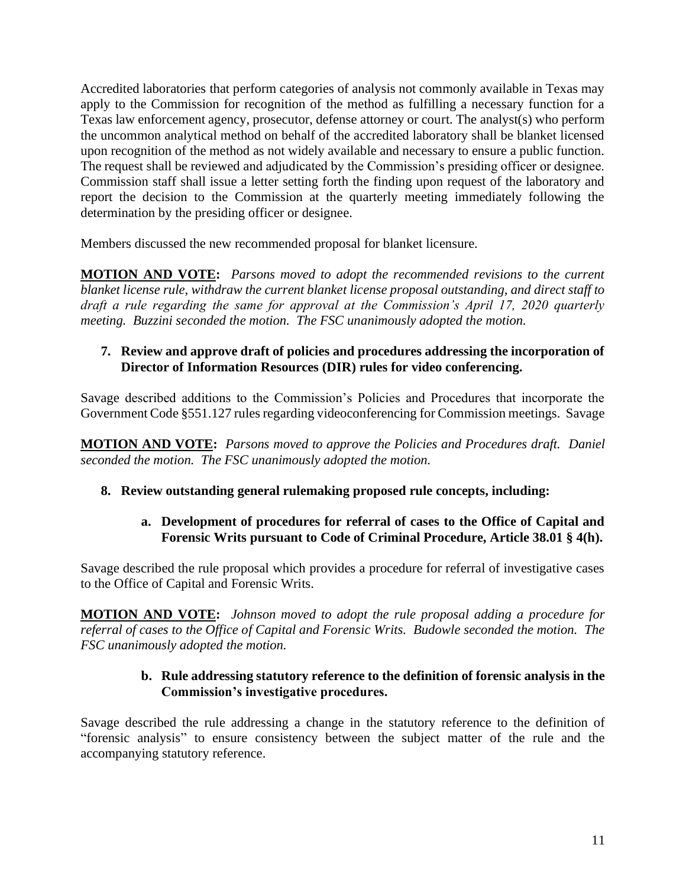Accredited laboratories that perform categories of analysis not commonly available in Texas may apply to the Commission for recognition of the method as fulfilling a necessary function for a Texas law enforcement agency, prosecutor, defense attorney or court. The analyst(s) who perform the uncommon analytical method on behalf of the accredited laboratory shall be blanket licensed upon recognition of the method as not widely available and necessary to ensure a public function. The request shall be reviewed and adjudicated by the Commission's presiding officer or designee. Commission staff shall issue a letter setting forth the finding upon request of the laboratory and report the decision to the Commission at the quarterly meeting immediately following the determination by the presiding officer or designee.

Members discussed the new recommended proposal for blanket licensure.

**MOTION AND VOTE:** *Parsons moved to adopt the recommended revisions to the current blanket license rule, withdraw the current blanket license proposal outstanding, and direct staff to draft a rule regarding the same for approval at the Commission's April 17, 2020 quarterly meeting. Buzzini seconded the motion. The FSC unanimously adopted the motion.*

**7. Review and approve draft of policies and procedures addressing the incorporation of Director of Information Resources (DIR) rules for video conferencing.**

Savage described additions to the Commission's Policies and Procedures that incorporate the Government Code §551.127 rules regarding videoconferencing for Commission meetings. Savage

**MOTION AND VOTE:** *Parsons moved to approve the Policies and Procedures draft. Daniel seconded the motion. The FSC unanimously adopted the motion.*

**8. Review outstanding general rulemaking proposed rule concepts, including:**

**a. Development of procedures for referral of cases to the Office of Capital and Forensic Writs pursuant to Code of Criminal Procedure, Article 38.01 § 4(h).**

Savage described the rule proposal which provides a procedure for referral of investigative cases to the Office of Capital and Forensic Writs.

**MOTION AND VOTE:** *Johnson moved to adopt the rule proposal adding a procedure for referral of cases to the Office of Capital and Forensic Writs. Budowle seconded the motion. The FSC unanimously adopted the motion.*

**b. Rule addressing statutory reference to the definition of forensic analysis in the Commission's investigative procedures.**

Savage described the rule addressing a change in the statutory reference to the definition of "forensic analysis" to ensure consistency between the subject matter of the rule and the accompanying statutory reference.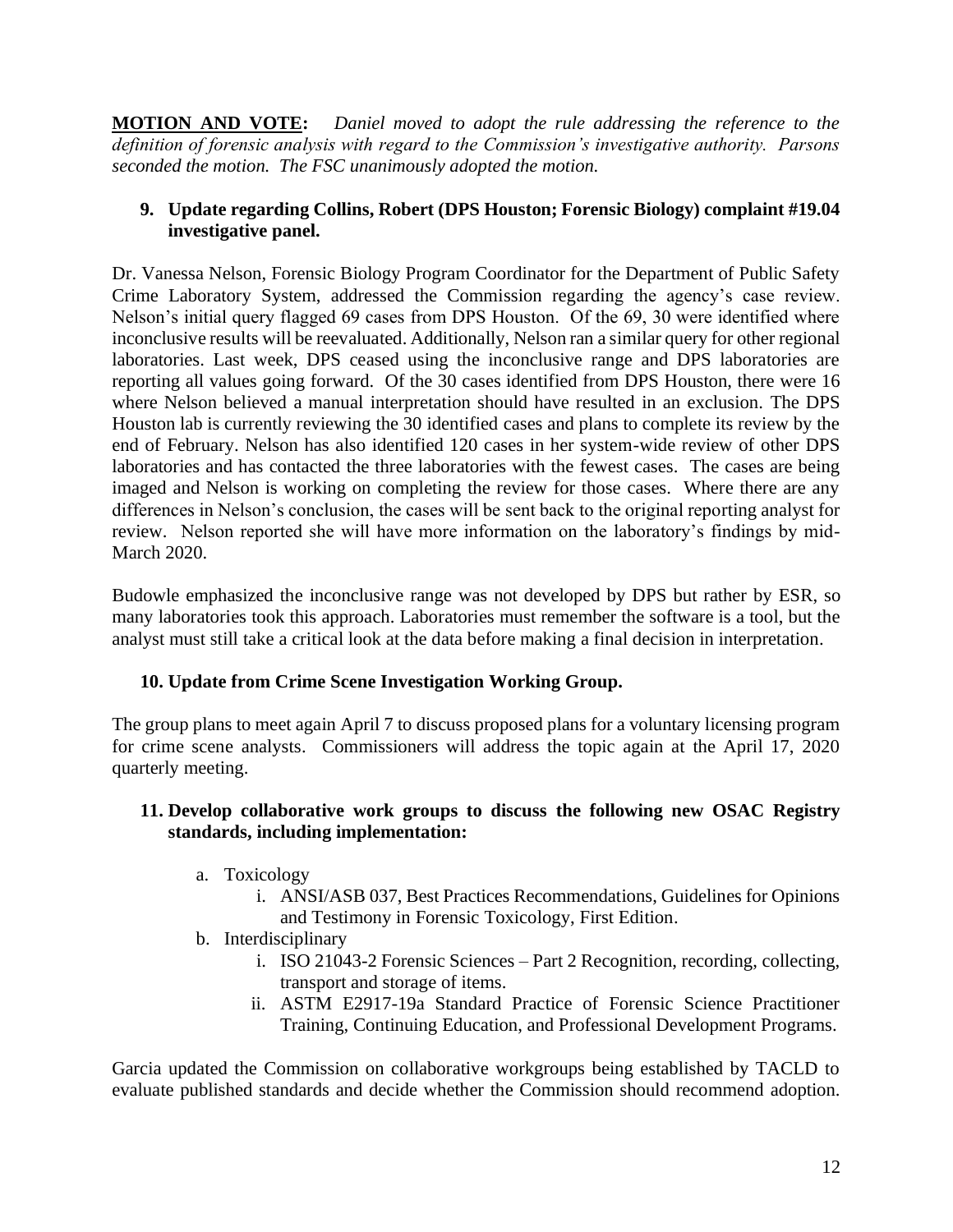**MOTION AND VOTE:** *Daniel moved to adopt the rule addressing the reference to the definition of forensic analysis with regard to the Commission's investigative authority. Parsons seconded the motion. The FSC unanimously adopted the motion.*

**9. Update regarding Collins, Robert (DPS Houston; Forensic Biology) complaint #19.04 investigative panel.**

Dr. Vanessa Nelson, Forensic Biology Program Coordinator for the Department of Public Safety Crime Laboratory System, addressed the Commission regarding the agency's case review. Nelson's initial query flagged 69 cases from DPS Houston. Of the 69, 30 were identified where inconclusive results will be reevaluated. Additionally, Nelson ran a similar query for other regional laboratories. Last week, DPS ceased using the inconclusive range and DPS laboratories are reporting all values going forward. Of the 30 cases identified from DPS Houston, there were 16 where Nelson believed a manual interpretation should have resulted in an exclusion. The DPS Houston lab is currently reviewing the 30 identified cases and plans to complete its review by the end of February. Nelson has also identified 120 cases in her system-wide review of other DPS laboratories and has contacted the three laboratories with the fewest cases. The cases are being imaged and Nelson is working on completing the review for those cases. Where there are any differences in Nelson's conclusion, the cases will be sent back to the original reporting analyst for review. Nelson reported she will have more information on the laboratory's findings by mid-March 2020.

Budowle emphasized the inconclusive range was not developed by DPS but rather by ESR, so many laboratories took this approach. Laboratories must remember the software is a tool, but the analyst must still take a critical look at the data before making a final decision in interpretation.

**10. Update from Crime Scene Investigation Working Group.**

The group plans to meet again April 7 to discuss proposed plans for a voluntary licensing program for crime scene analysts. Commissioners will address the topic again at the April 17, 2020 quarterly meeting.

**11. Develop collaborative work groups to discuss the following new OSAC Registry standards, including implementation:**

a. Toxicology
   i. ANSI/ASB 037, Best Practices Recommendations, Guidelines for Opinions and Testimony in Forensic Toxicology, First Edition.
b. Interdisciplinary
   i. ISO 21043-2 Forensic Sciences – Part 2 Recognition, recording, collecting, transport and storage of items.
   ii. ASTM E2917-19a Standard Practice of Forensic Science Practitioner Training, Continuing Education, and Professional Development Programs.

Garcia updated the Commission on collaborative workgroups being established by TACLD to evaluate published standards and decide whether the Commission should recommend adoption.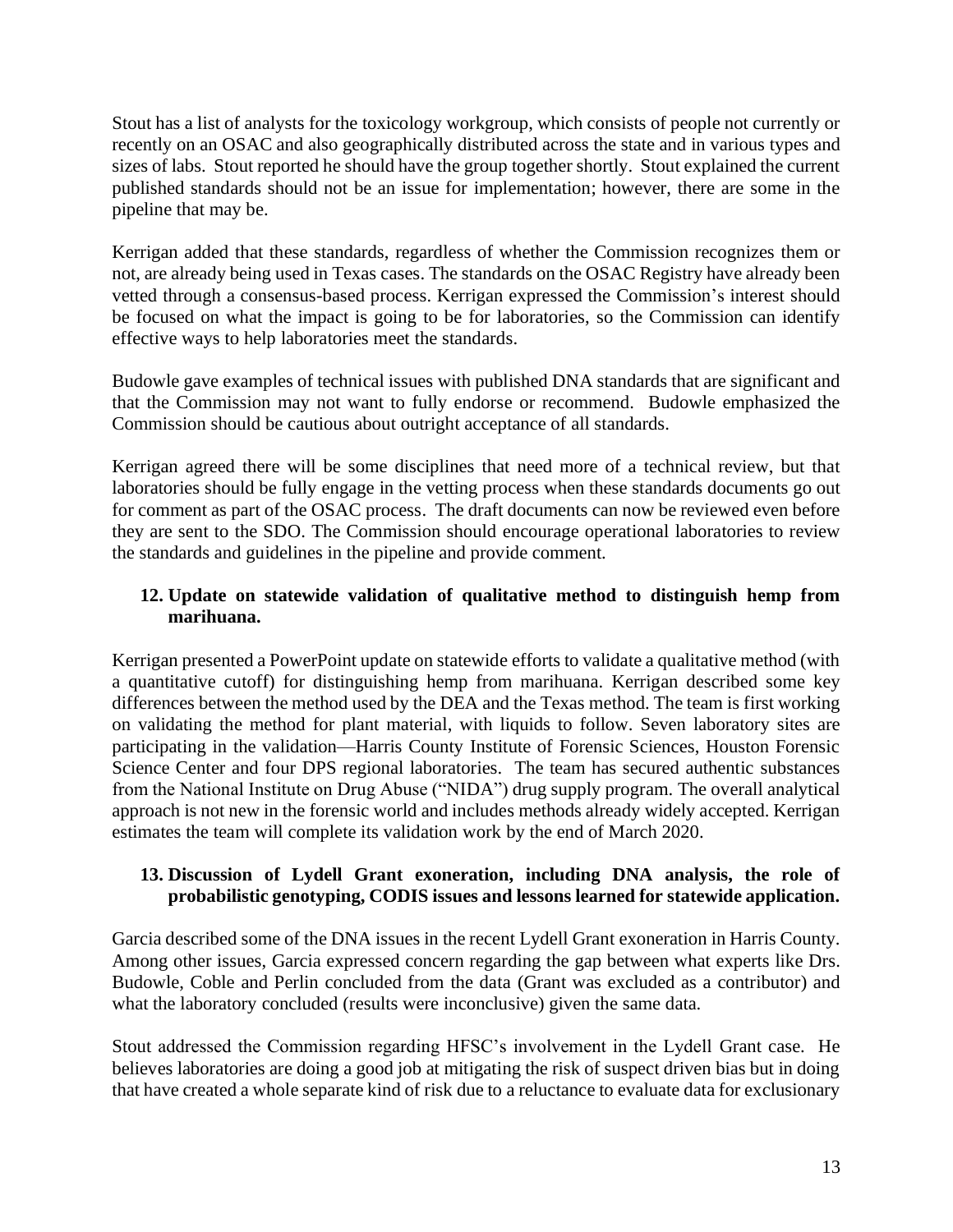Stout has a list of analysts for the toxicology workgroup, which consists of people not currently or recently on an OSAC and also geographically distributed across the state and in various types and sizes of labs. Stout reported he should have the group together shortly. Stout explained the current published standards should not be an issue for implementation; however, there are some in the pipeline that may be.

Kerrigan added that these standards, regardless of whether the Commission recognizes them or not, are already being used in Texas cases. The standards on the OSAC Registry have already been vetted through a consensus-based process. Kerrigan expressed the Commission's interest should be focused on what the impact is going to be for laboratories, so the Commission can identify effective ways to help laboratories meet the standards.

Budowle gave examples of technical issues with published DNA standards that are significant and that the Commission may not want to fully endorse or recommend. Budowle emphasized the Commission should be cautious about outright acceptance of all standards.

Kerrigan agreed there will be some disciplines that need more of a technical review, but that laboratories should be fully engage in the vetting process when these standards documents go out for comment as part of the OSAC process. The draft documents can now be reviewed even before they are sent to the SDO. The Commission should encourage operational laboratories to review the standards and guidelines in the pipeline and provide comment.

**12. Update on statewide validation of qualitative method to distinguish hemp from marihuana.**

Kerrigan presented a PowerPoint update on statewide efforts to validate a qualitative method (with a quantitative cutoff) for distinguishing hemp from marihuana. Kerrigan described some key differences between the method used by the DEA and the Texas method. The team is first working on validating the method for plant material, with liquids to follow. Seven laboratory sites are participating in the validation—Harris County Institute of Forensic Sciences, Houston Forensic Science Center and four DPS regional laboratories. The team has secured authentic substances from the National Institute on Drug Abuse ("NIDA") drug supply program. The overall analytical approach is not new in the forensic world and includes methods already widely accepted. Kerrigan estimates the team will complete its validation work by the end of March 2020.

**13. Discussion of Lydell Grant exoneration, including DNA analysis, the role of probabilistic genotyping, CODIS issues and lessons learned for statewide application.**

Garcia described some of the DNA issues in the recent Lydell Grant exoneration in Harris County. Among other issues, Garcia expressed concern regarding the gap between what experts like Drs. Budowle, Coble and Perlin concluded from the data (Grant was excluded as a contributor) and what the laboratory concluded (results were inconclusive) given the same data.

Stout addressed the Commission regarding HFSC's involvement in the Lydell Grant case. He believes laboratories are doing a good job at mitigating the risk of suspect driven bias but in doing that have created a whole separate kind of risk due to a reluctance to evaluate data for exclusionary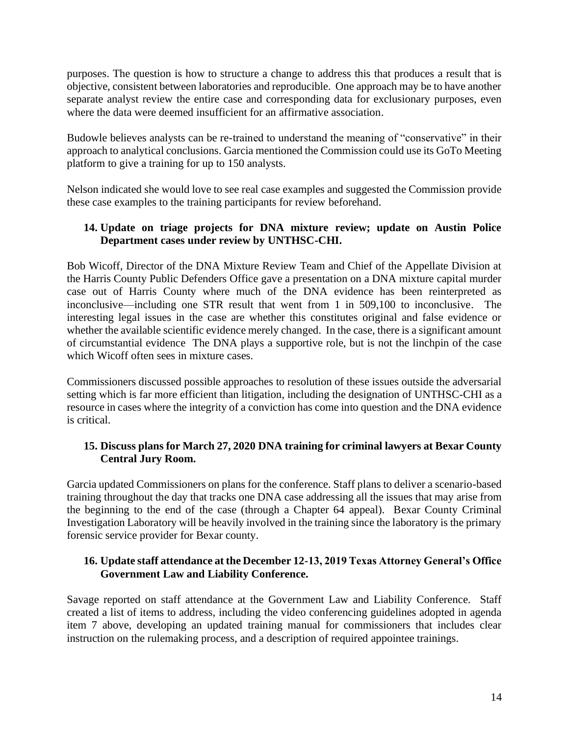purposes. The question is how to structure a change to address this that produces a result that is objective, consistent between laboratories and reproducible. One approach may be to have another separate analyst review the entire case and corresponding data for exclusionary purposes, even where the data were deemed insufficient for an affirmative association.

Budowle believes analysts can be re-trained to understand the meaning of "conservative" in their approach to analytical conclusions. Garcia mentioned the Commission could use its GoTo Meeting platform to give a training for up to 150 analysts.

Nelson indicated she would love to see real case examples and suggested the Commission provide these case examples to the training participants for review beforehand.

### 14. Update on triage projects for DNA mixture review; update on Austin Police Department cases under review by UNTHSC-CHI.

Bob Wicoff, Director of the DNA Mixture Review Team and Chief of the Appellate Division at the Harris County Public Defenders Office gave a presentation on a DNA mixture capital murder case out of Harris County where much of the DNA evidence has been reinterpreted as inconclusive—including one STR result that went from 1 in 509,100 to inconclusive. The interesting legal issues in the case are whether this constitutes original and false evidence or whether the available scientific evidence merely changed. In the case, there is a significant amount of circumstantial evidence The DNA plays a supportive role, but is not the linchpin of the case which Wicoff often sees in mixture cases.

Commissioners discussed possible approaches to resolution of these issues outside the adversarial setting which is far more efficient than litigation, including the designation of UNTHSC-CHI as a resource in cases where the integrity of a conviction has come into question and the DNA evidence is critical.

### 15. Discuss plans for March 27, 2020 DNA training for criminal lawyers at Bexar County Central Jury Room.

Garcia updated Commissioners on plans for the conference. Staff plans to deliver a scenario-based training throughout the day that tracks one DNA case addressing all the issues that may arise from the beginning to the end of the case (through a Chapter 64 appeal). Bexar County Criminal Investigation Laboratory will be heavily involved in the training since the laboratory is the primary forensic service provider for Bexar county.

### 16. Update staff attendance at the December 12-13, 2019 Texas Attorney General's Office Government Law and Liability Conference.

Savage reported on staff attendance at the Government Law and Liability Conference. Staff created a list of items to address, including the video conferencing guidelines adopted in agenda item 7 above, developing an updated training manual for commissioners that includes clear instruction on the rulemaking process, and a description of required appointee trainings.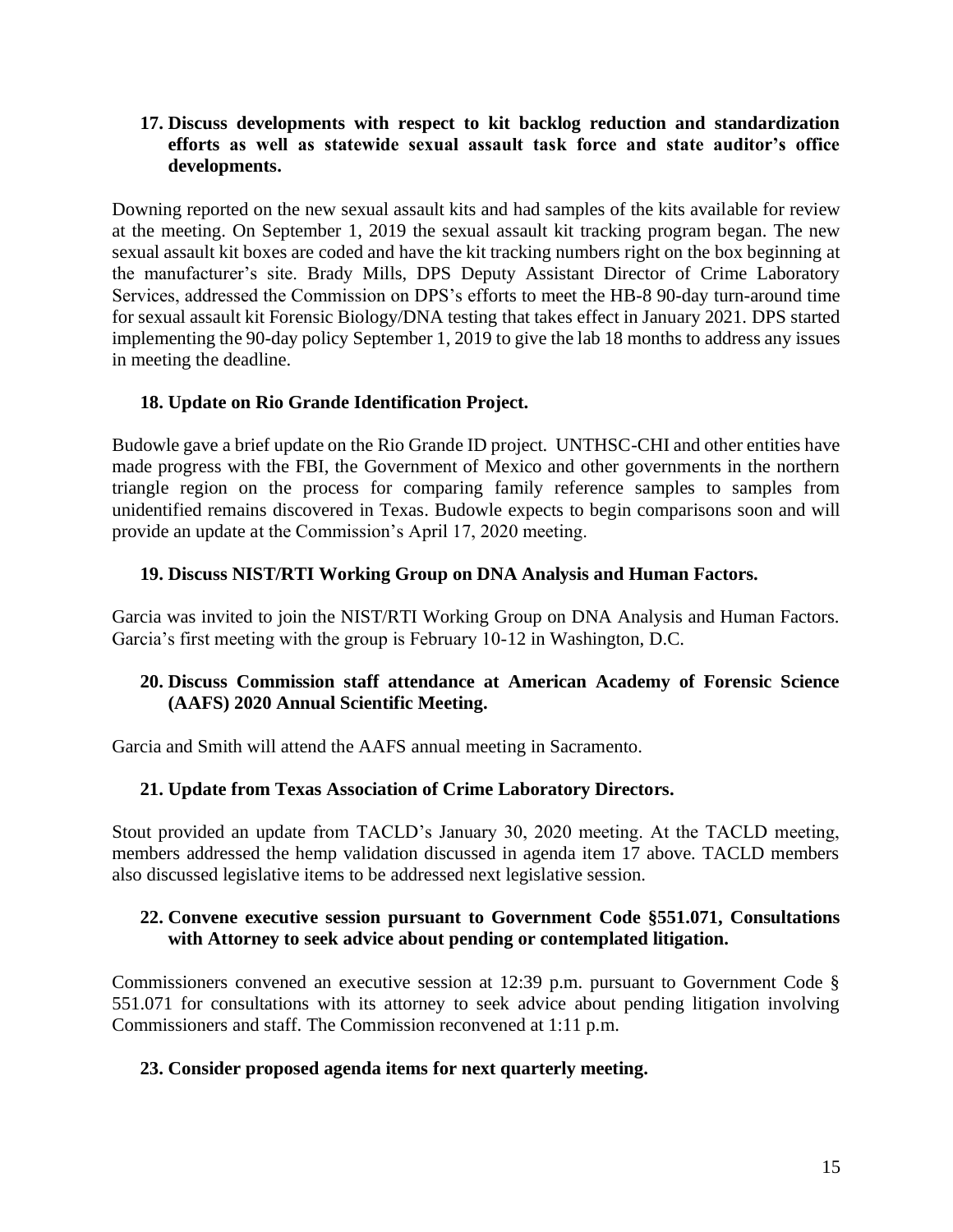**17. Discuss developments with respect to kit backlog reduction and standardization efforts as well as statewide sexual assault task force and state auditor's office developments.**

Downing reported on the new sexual assault kits and had samples of the kits available for review at the meeting. On September 1, 2019 the sexual assault kit tracking program began. The new sexual assault kit boxes are coded and have the kit tracking numbers right on the box beginning at the manufacturer's site. Brady Mills, DPS Deputy Assistant Director of Crime Laboratory Services, addressed the Commission on DPS's efforts to meet the HB-8 90-day turn-around time for sexual assault kit Forensic Biology/DNA testing that takes effect in January 2021. DPS started implementing the 90-day policy September 1, 2019 to give the lab 18 months to address any issues in meeting the deadline.

**18. Update on Rio Grande Identification Project.**

Budowle gave a brief update on the Rio Grande ID project. UNTHSC-CHI and other entities have made progress with the FBI, the Government of Mexico and other governments in the northern triangle region on the process for comparing family reference samples to samples from unidentified remains discovered in Texas. Budowle expects to begin comparisons soon and will provide an update at the Commission's April 17, 2020 meeting.

**19. Discuss NIST/RTI Working Group on DNA Analysis and Human Factors.**

Garcia was invited to join the NIST/RTI Working Group on DNA Analysis and Human Factors. Garcia's first meeting with the group is February 10-12 in Washington, D.C.

**20. Discuss Commission staff attendance at American Academy of Forensic Science (AAFS) 2020 Annual Scientific Meeting.**

Garcia and Smith will attend the AAFS annual meeting in Sacramento.

**21. Update from Texas Association of Crime Laboratory Directors.**

Stout provided an update from TACLD's January 30, 2020 meeting. At the TACLD meeting, members addressed the hemp validation discussed in agenda item 17 above. TACLD members also discussed legislative items to be addressed next legislative session.

**22. Convene executive session pursuant to Government Code §551.071, Consultations with Attorney to seek advice about pending or contemplated litigation.**

Commissioners convened an executive session at 12:39 p.m. pursuant to Government Code § 551.071 for consultations with its attorney to seek advice about pending litigation involving Commissioners and staff. The Commission reconvened at 1:11 p.m.

**23. Consider proposed agenda items for next quarterly meeting.**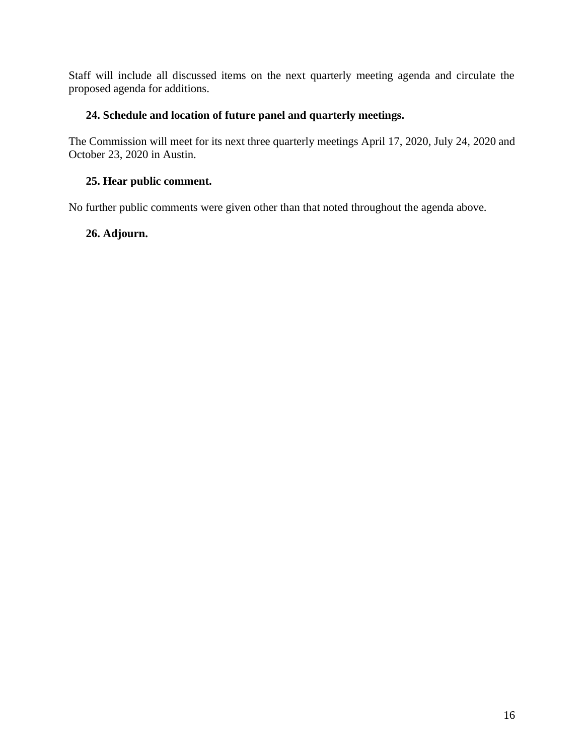Staff will include all discussed items on the next quarterly meeting agenda and circulate the proposed agenda for additions.

**24. Schedule and location of future panel and quarterly meetings.**

The Commission will meet for its next three quarterly meetings April 17, 2020, July 24, 2020 and October 23, 2020 in Austin.

**25. Hear public comment.**

No further public comments were given other than that noted throughout the agenda above.

**26. Adjourn.**